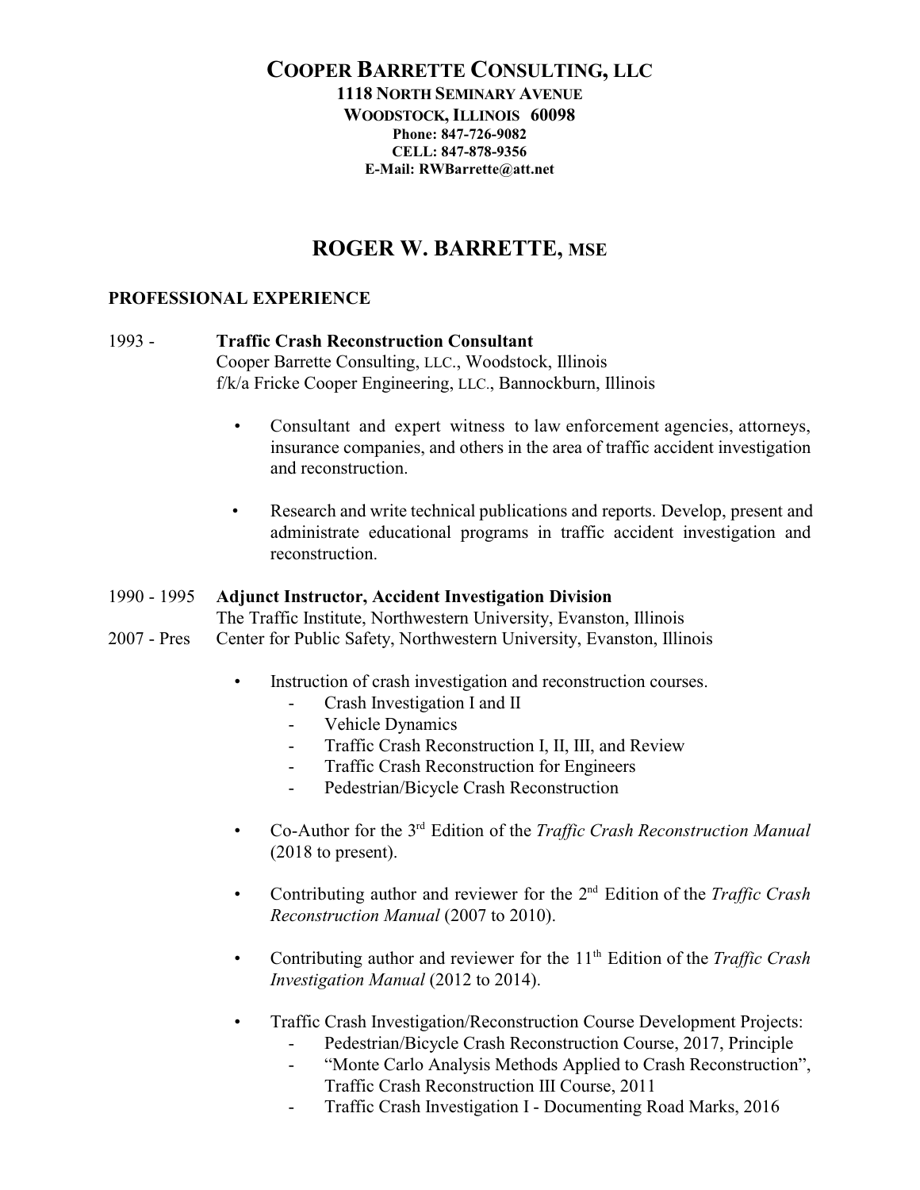# COOPER BARRETTE CONSULTING, LLC

**1118 NORTH SEMINARY AVENUE**
**WOODSTOCK, ILLINOIS 60098**
**Phone: 847-726-9082**
**CELL: 847-878-9356**
**E-Mail: RWBarrette@att.net**

# ROGER W. BARRETTE, MSE

## PROFESSIONAL EXPERIENCE

1993 - **Traffic Crash Reconstruction Consultant**
Cooper Barrette Consulting, LLC., Woodstock, Illinois
f/k/a Fricke Cooper Engineering, LLC., Bannockburn, Illinois

- Consultant and expert witness to law enforcement agencies, attorneys, insurance companies, and others in the area of traffic accident investigation and reconstruction.
- Research and write technical publications and reports. Develop, present and administrate educational programs in traffic accident investigation and reconstruction.

1990 - 1995 **Adjunct Instructor, Accident Investigation Division**
The Traffic Institute, Northwestern University, Evanston, Illinois
2007 - Pres Center for Public Safety, Northwestern University, Evanston, Illinois

- Instruction of crash investigation and reconstruction courses.
  - Crash Investigation I and II
  - Vehicle Dynamics
  - Traffic Crash Reconstruction I, II, III, and Review
  - Traffic Crash Reconstruction for Engineers
  - Pedestrian/Bicycle Crash Reconstruction
- Co-Author for the 3rd Edition of the *Traffic Crash Reconstruction Manual* (2018 to present).
- Contributing author and reviewer for the 2nd Edition of the *Traffic Crash Reconstruction Manual* (2007 to 2010).
- Contributing author and reviewer for the 11th Edition of the *Traffic Crash Investigation Manual* (2012 to 2014).
- Traffic Crash Investigation/Reconstruction Course Development Projects:
  - Pedestrian/Bicycle Crash Reconstruction Course, 2017, Principle
  - "Monte Carlo Analysis Methods Applied to Crash Reconstruction", Traffic Crash Reconstruction III Course, 2011
  - Traffic Crash Investigation I - Documenting Road Marks, 2016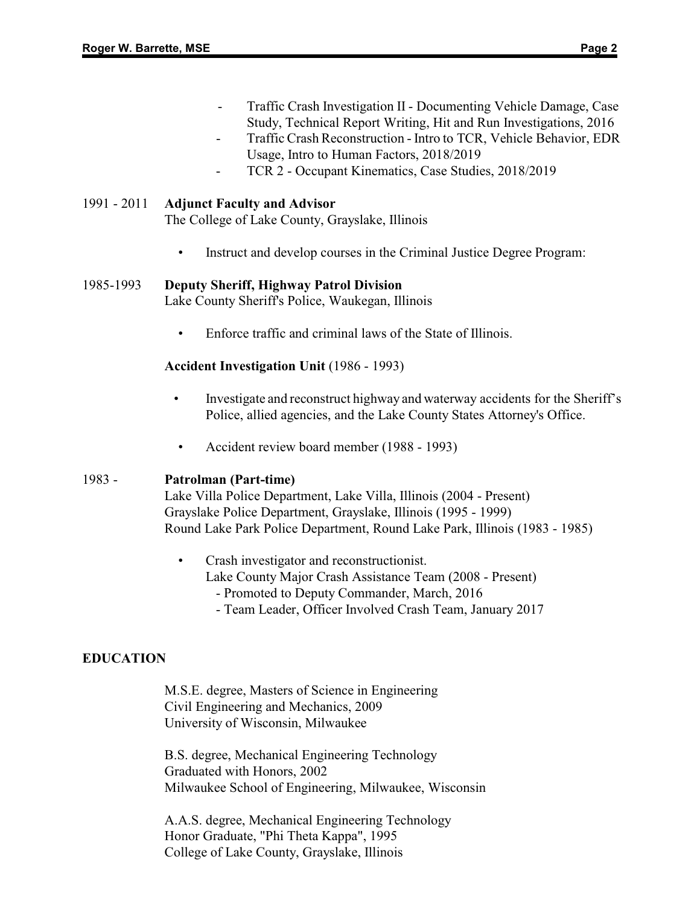- Traffic Crash Investigation II - Documenting Vehicle Damage, Case Study, Technical Report Writing, Hit and Run Investigations, 2016
- Traffic Crash Reconstruction - Intro to TCR, Vehicle Behavior, EDR Usage, Intro to Human Factors, 2018/2019
- TCR 2 - Occupant Kinematics, Case Studies, 2018/2019

1991 - 2011 **Adjunct Faculty and Advisor**
The College of Lake County, Grayslake, Illinois

- Instruct and develop courses in the Criminal Justice Degree Program:

1985-1993 **Deputy Sheriff, Highway Patrol Division**
Lake County Sheriff's Police, Waukegan, Illinois

- Enforce traffic and criminal laws of the State of Illinois.

**Accident Investigation Unit** (1986 - 1993)

- Investigate and reconstruct highway and waterway accidents for the Sheriff's Police, allied agencies, and the Lake County States Attorney's Office.
- Accident review board member (1988 - 1993)

1983 - **Patrolman (Part-time)**
Lake Villa Police Department, Lake Villa, Illinois (2004 - Present)
Grayslake Police Department, Grayslake, Illinois (1995 - 1999)
Round Lake Park Police Department, Round Lake Park, Illinois (1983 - 1985)

- Crash investigator and reconstructionist.
  Lake County Major Crash Assistance Team (2008 - Present)
  - Promoted to Deputy Commander, March, 2016
  - Team Leader, Officer Involved Crash Team, January 2017

## EDUCATION

M.S.E. degree, Masters of Science in Engineering
Civil Engineering and Mechanics, 2009
University of Wisconsin, Milwaukee

B.S. degree, Mechanical Engineering Technology
Graduated with Honors, 2002
Milwaukee School of Engineering, Milwaukee, Wisconsin

A.A.S. degree, Mechanical Engineering Technology
Honor Graduate, "Phi Theta Kappa", 1995
College of Lake County, Grayslake, Illinois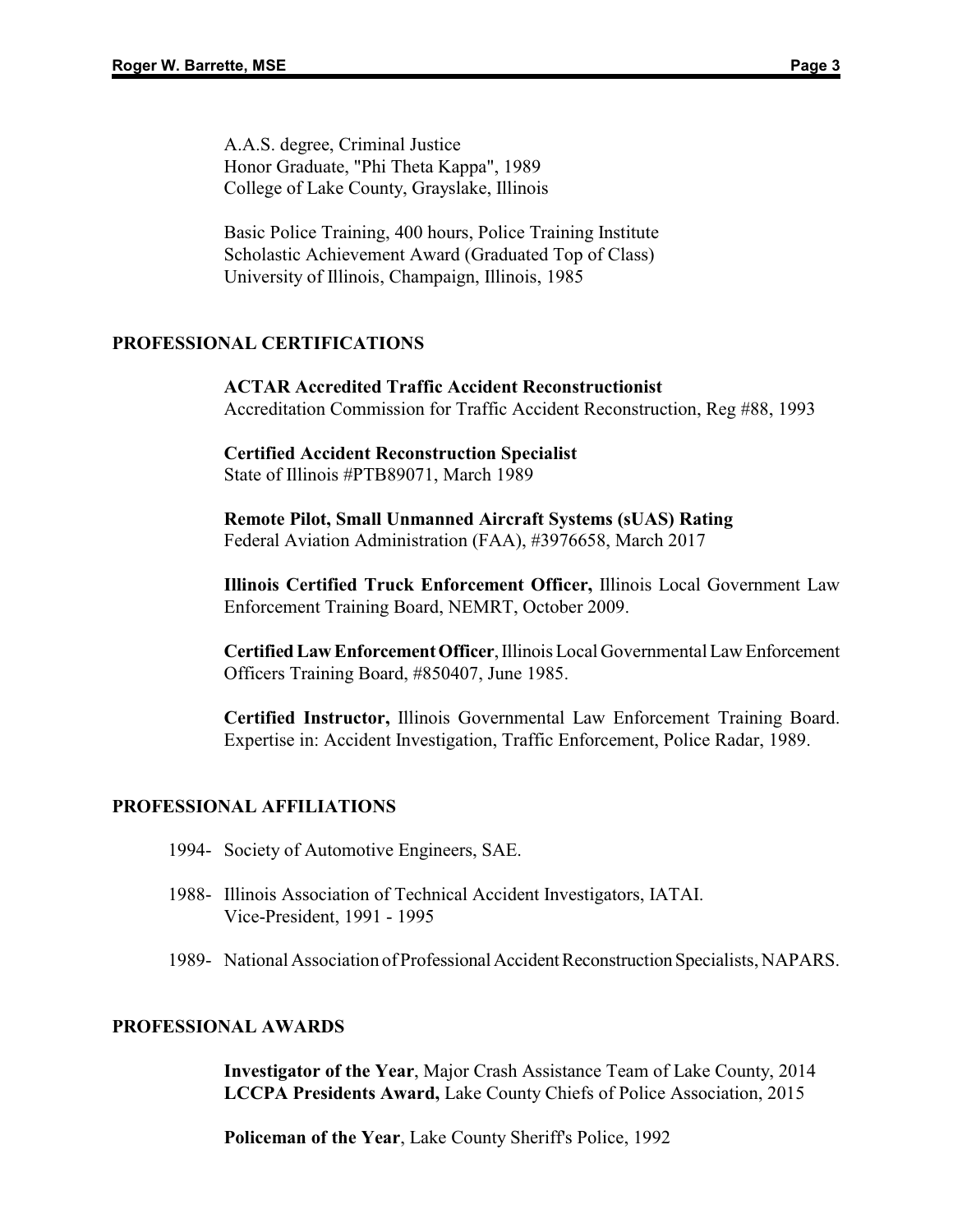A.A.S. degree, Criminal Justice
Honor Graduate, "Phi Theta Kappa", 1989
College of Lake County, Grayslake, Illinois

Basic Police Training, 400 hours, Police Training Institute
Scholastic Achievement Award (Graduated Top of Class)
University of Illinois, Champaign, Illinois, 1985

## PROFESSIONAL CERTIFICATIONS

**ACTAR Accredited Traffic Accident Reconstructionist**
Accreditation Commission for Traffic Accident Reconstruction, Reg #88, 1993

**Certified Accident Reconstruction Specialist**
State of Illinois #PTB89071, March 1989

**Remote Pilot, Small Unmanned Aircraft Systems (sUAS) Rating**
Federal Aviation Administration (FAA), #3976658, March 2017

**Illinois Certified Truck Enforcement Officer,** Illinois Local Government Law Enforcement Training Board, NEMRT, October 2009.

**Certified Law Enforcement Officer**, Illinois Local Governmental Law Enforcement Officers Training Board, #850407, June 1985.

**Certified Instructor,** Illinois Governmental Law Enforcement Training Board. Expertise in: Accident Investigation, Traffic Enforcement, Police Radar, 1989.

## PROFESSIONAL AFFILIATIONS

1994- Society of Automotive Engineers, SAE.

1988- Illinois Association of Technical Accident Investigators, IATAI.
Vice-President, 1991 - 1995

1989- National Association of Professional Accident Reconstruction Specialists, NAPARS.

## PROFESSIONAL AWARDS

**Investigator of the Year**, Major Crash Assistance Team of Lake County, 2014
**LCCPA Presidents Award,** Lake County Chiefs of Police Association, 2015

**Policeman of the Year**, Lake County Sheriff's Police, 1992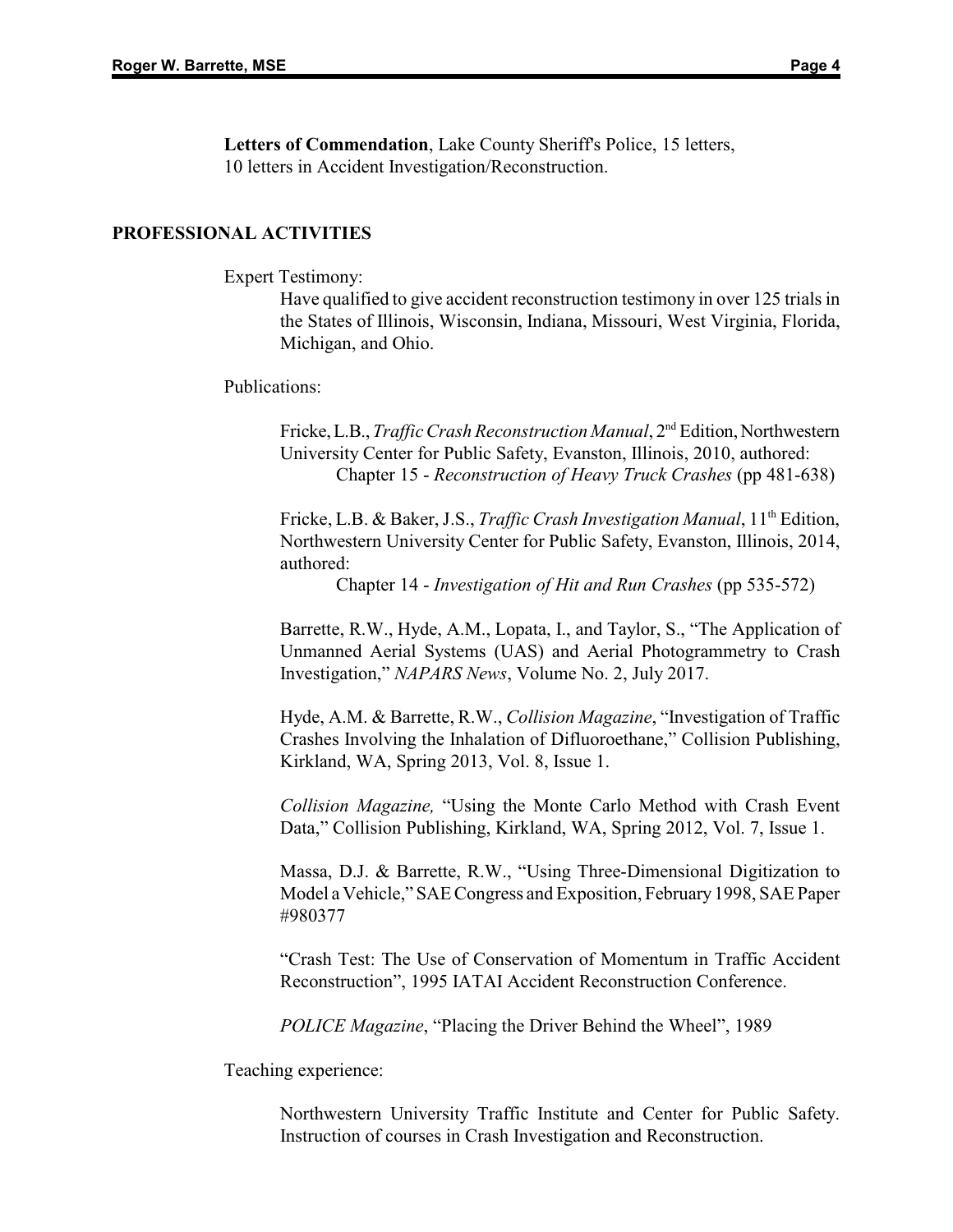**Letters of Commendation**, Lake County Sheriff's Police, 15 letters,
10 letters in Accident Investigation/Reconstruction.

## PROFESSIONAL ACTIVITIES

Expert Testimony:

Have qualified to give accident reconstruction testimony in over 125 trials in the States of Illinois, Wisconsin, Indiana, Missouri, West Virginia, Florida, Michigan, and Ohio.

Publications:

Fricke, L.B., *Traffic Crash Reconstruction Manual*, 2nd Edition, Northwestern University Center for Public Safety, Evanston, Illinois, 2010, authored:
Chapter 15 - *Reconstruction of Heavy Truck Crashes* (pp 481-638)

Fricke, L.B. & Baker, J.S., *Traffic Crash Investigation Manual*, 11th Edition, Northwestern University Center for Public Safety, Evanston, Illinois, 2014, authored:
Chapter 14 - *Investigation of Hit and Run Crashes* (pp 535-572)

Barrette, R.W., Hyde, A.M., Lopata, I., and Taylor, S., "The Application of Unmanned Aerial Systems (UAS) and Aerial Photogrammetry to Crash Investigation," *NAPARS News*, Volume No. 2, July 2017.

Hyde, A.M. & Barrette, R.W., *Collision Magazine*, "Investigation of Traffic Crashes Involving the Inhalation of Difluoroethane," Collision Publishing, Kirkland, WA, Spring 2013, Vol. 8, Issue 1.

*Collision Magazine,* "Using the Monte Carlo Method with Crash Event Data," Collision Publishing, Kirkland, WA, Spring 2012, Vol. 7, Issue 1.

Massa, D.J. & Barrette, R.W., "Using Three-Dimensional Digitization to Model a Vehicle," SAE Congress and Exposition, February 1998, SAE Paper #980377

"Crash Test: The Use of Conservation of Momentum in Traffic Accident Reconstruction", 1995 IATAI Accident Reconstruction Conference.

*POLICE Magazine*, "Placing the Driver Behind the Wheel", 1989

Teaching experience:

Northwestern University Traffic Institute and Center for Public Safety. Instruction of courses in Crash Investigation and Reconstruction.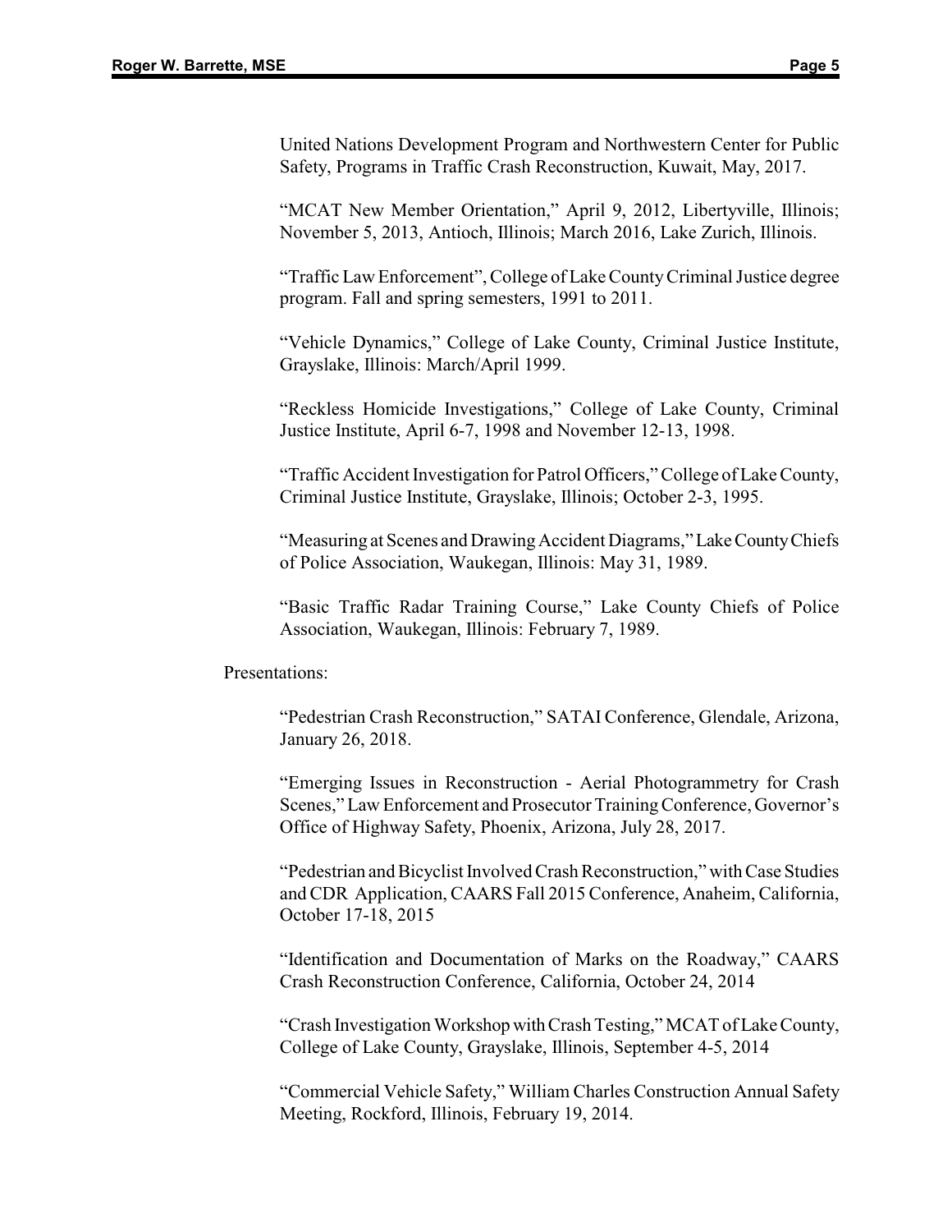United Nations Development Program and Northwestern Center for Public Safety, Programs in Traffic Crash Reconstruction, Kuwait, May, 2017.

"MCAT New Member Orientation," April 9, 2012, Libertyville, Illinois; November 5, 2013, Antioch, Illinois; March 2016, Lake Zurich, Illinois.

"Traffic Law Enforcement", College of Lake County Criminal Justice degree program. Fall and spring semesters, 1991 to 2011.

"Vehicle Dynamics," College of Lake County, Criminal Justice Institute, Grayslake, Illinois: March/April 1999.

"Reckless Homicide Investigations," College of Lake County, Criminal Justice Institute, April 6-7, 1998 and November 12-13, 1998.

"Traffic Accident Investigation for Patrol Officers," College of Lake County, Criminal Justice Institute, Grayslake, Illinois; October 2-3, 1995.

"Measuring at Scenes and Drawing Accident Diagrams," Lake County Chiefs of Police Association, Waukegan, Illinois: May 31, 1989.

"Basic Traffic Radar Training Course," Lake County Chiefs of Police Association, Waukegan, Illinois: February 7, 1989.

Presentations:

"Pedestrian Crash Reconstruction," SATAI Conference, Glendale, Arizona, January 26, 2018.

"Emerging Issues in Reconstruction - Aerial Photogrammetry for Crash Scenes," Law Enforcement and Prosecutor Training Conference, Governor's Office of Highway Safety, Phoenix, Arizona, July 28, 2017.

"Pedestrian and Bicyclist Involved Crash Reconstruction," with Case Studies and CDR Application, CAARS Fall 2015 Conference, Anaheim, California, October 17-18, 2015

"Identification and Documentation of Marks on the Roadway," CAARS Crash Reconstruction Conference, California, October 24, 2014

"Crash Investigation Workshop with Crash Testing," MCAT of Lake County, College of Lake County, Grayslake, Illinois, September 4-5, 2014

"Commercial Vehicle Safety," William Charles Construction Annual Safety Meeting, Rockford, Illinois, February 19, 2014.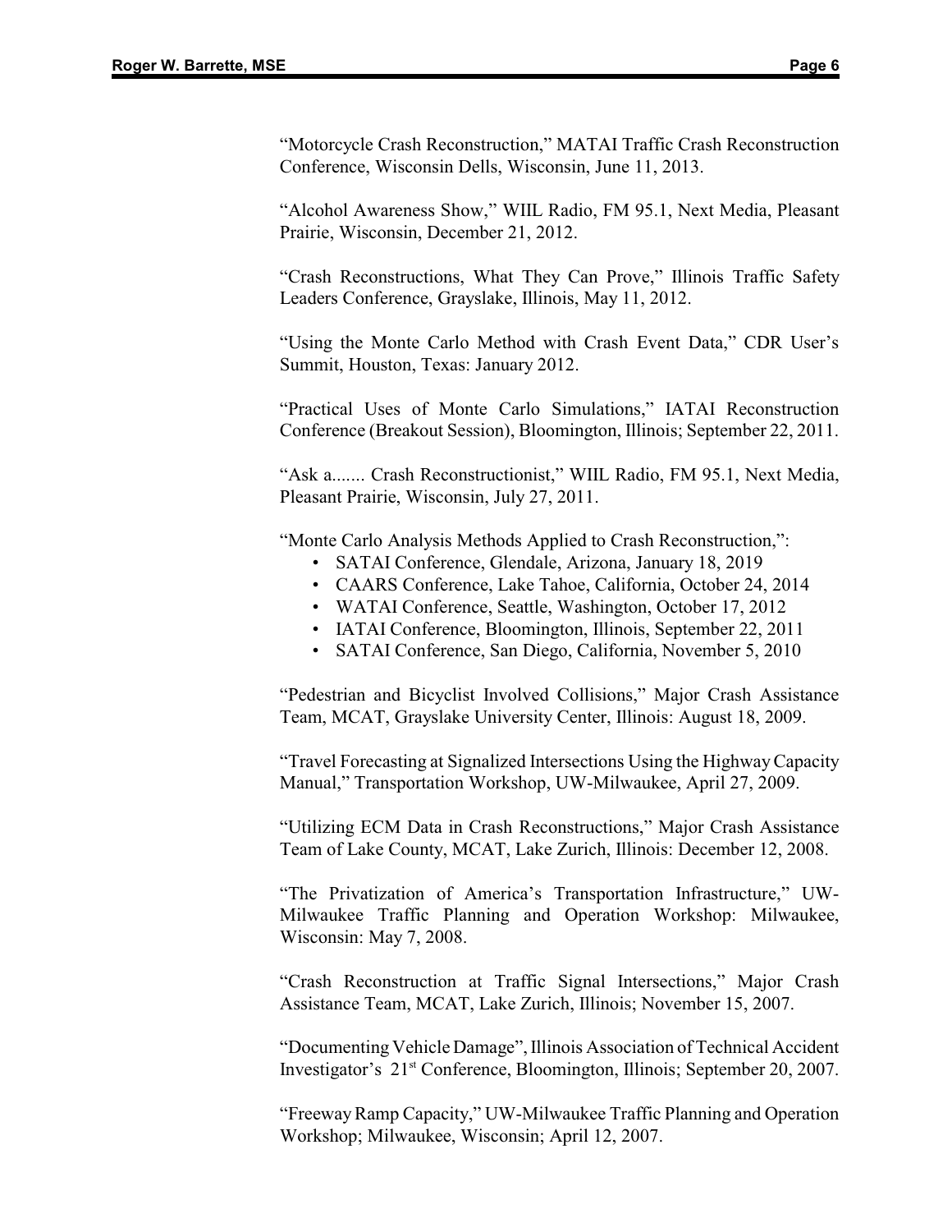“Motorcycle Crash Reconstruction,” MATAI Traffic Crash Reconstruction Conference, Wisconsin Dells, Wisconsin, June 11, 2013.

“Alcohol Awareness Show,” WIIL Radio, FM 95.1, Next Media, Pleasant Prairie, Wisconsin, December 21, 2012.

“Crash Reconstructions, What They Can Prove,” Illinois Traffic Safety Leaders Conference, Grayslake, Illinois, May 11, 2012.

“Using the Monte Carlo Method with Crash Event Data,” CDR User’s Summit, Houston, Texas: January 2012.

“Practical Uses of Monte Carlo Simulations,” IATAI Reconstruction Conference (Breakout Session), Bloomington, Illinois; September 22, 2011.

“Ask a....... Crash Reconstructionist,” WIIL Radio, FM 95.1, Next Media, Pleasant Prairie, Wisconsin, July 27, 2011.

“Monte Carlo Analysis Methods Applied to Crash Reconstruction,”:

- SATAI Conference, Glendale, Arizona, January 18, 2019
- CAARS Conference, Lake Tahoe, California, October 24, 2014
- WATAI Conference, Seattle, Washington, October 17, 2012
- IATAI Conference, Bloomington, Illinois, September 22, 2011
- SATAI Conference, San Diego, California, November 5, 2010

“Pedestrian and Bicyclist Involved Collisions,” Major Crash Assistance Team, MCAT, Grayslake University Center, Illinois: August 18, 2009.

“Travel Forecasting at Signalized Intersections Using the Highway Capacity Manual,” Transportation Workshop, UW-Milwaukee, April 27, 2009.

“Utilizing ECM Data in Crash Reconstructions,” Major Crash Assistance Team of Lake County, MCAT, Lake Zurich, Illinois: December 12, 2008.

“The Privatization of America’s Transportation Infrastructure,” UW-Milwaukee Traffic Planning and Operation Workshop: Milwaukee, Wisconsin: May 7, 2008.

“Crash Reconstruction at Traffic Signal Intersections,” Major Crash Assistance Team, MCAT, Lake Zurich, Illinois; November 15, 2007.

“Documenting Vehicle Damage”, Illinois Association of Technical Accident Investigator’s 21st Conference, Bloomington, Illinois; September 20, 2007.

“Freeway Ramp Capacity,” UW-Milwaukee Traffic Planning and Operation Workshop; Milwaukee, Wisconsin; April 12, 2007.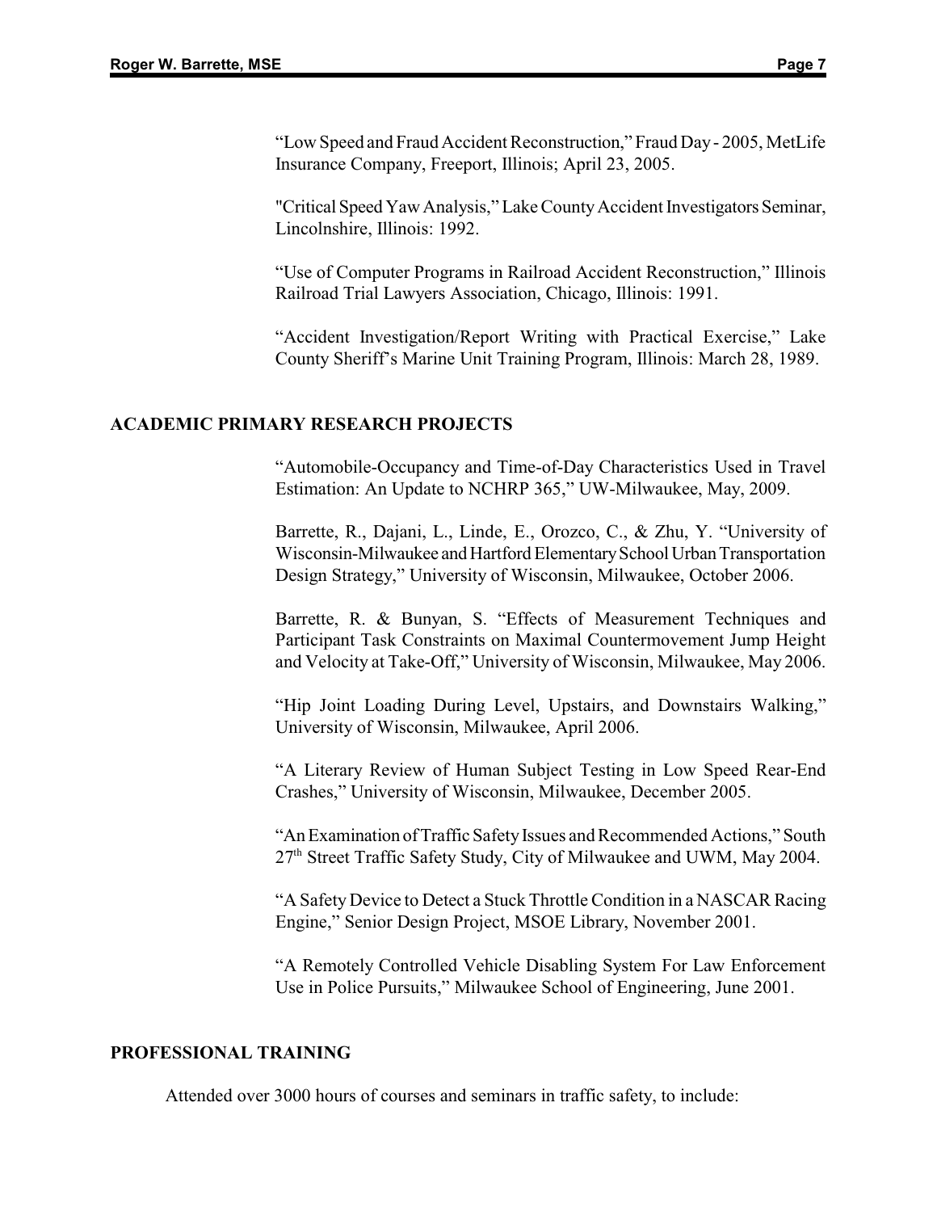"Low Speed and Fraud Accident Reconstruction," Fraud Day - 2005, MetLife Insurance Company, Freeport, Illinois; April 23, 2005.

"Critical Speed Yaw Analysis," Lake County Accident Investigators Seminar, Lincolnshire, Illinois: 1992.

"Use of Computer Programs in Railroad Accident Reconstruction," Illinois Railroad Trial Lawyers Association, Chicago, Illinois: 1991.

"Accident Investigation/Report Writing with Practical Exercise," Lake County Sheriff's Marine Unit Training Program, Illinois: March 28, 1989.

## ACADEMIC PRIMARY RESEARCH PROJECTS

"Automobile-Occupancy and Time-of-Day Characteristics Used in Travel Estimation: An Update to NCHRP 365," UW-Milwaukee, May, 2009.

Barrette, R., Dajani, L., Linde, E., Orozco, C., & Zhu, Y. "University of Wisconsin-Milwaukee and Hartford Elementary School Urban Transportation Design Strategy," University of Wisconsin, Milwaukee, October 2006.

Barrette, R. & Bunyan, S. "Effects of Measurement Techniques and Participant Task Constraints on Maximal Countermovement Jump Height and Velocity at Take-Off," University of Wisconsin, Milwaukee, May 2006.

"Hip Joint Loading During Level, Upstairs, and Downstairs Walking," University of Wisconsin, Milwaukee, April 2006.

"A Literary Review of Human Subject Testing in Low Speed Rear-End Crashes," University of Wisconsin, Milwaukee, December 2005.

"An Examination of Traffic Safety Issues and Recommended Actions," South 27th Street Traffic Safety Study, City of Milwaukee and UWM, May 2004.

"A Safety Device to Detect a Stuck Throttle Condition in a NASCAR Racing Engine," Senior Design Project, MSOE Library, November 2001.

"A Remotely Controlled Vehicle Disabling System For Law Enforcement Use in Police Pursuits," Milwaukee School of Engineering, June 2001.

## PROFESSIONAL TRAINING

Attended over 3000 hours of courses and seminars in traffic safety, to include: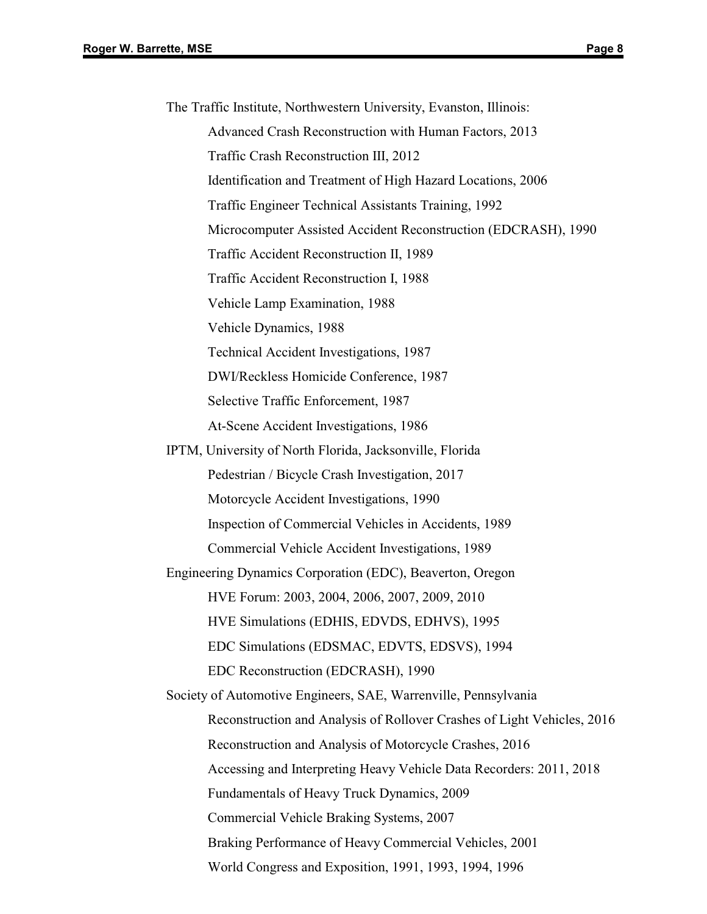The Traffic Institute, Northwestern University, Evanston, Illinois:

- Advanced Crash Reconstruction with Human Factors, 2013
- Traffic Crash Reconstruction III, 2012
- Identification and Treatment of High Hazard Locations, 2006
- Traffic Engineer Technical Assistants Training, 1992
- Microcomputer Assisted Accident Reconstruction (EDCRASH), 1990
- Traffic Accident Reconstruction II, 1989
- Traffic Accident Reconstruction I, 1988
- Vehicle Lamp Examination, 1988
- Vehicle Dynamics, 1988
- Technical Accident Investigations, 1987
- DWI/Reckless Homicide Conference, 1987
- Selective Traffic Enforcement, 1987
- At-Scene Accident Investigations, 1986

IPTM, University of North Florida, Jacksonville, Florida

- Pedestrian / Bicycle Crash Investigation, 2017
- Motorcycle Accident Investigations, 1990
- Inspection of Commercial Vehicles in Accidents, 1989
- Commercial Vehicle Accident Investigations, 1989

Engineering Dynamics Corporation (EDC), Beaverton, Oregon

- HVE Forum: 2003, 2004, 2006, 2007, 2009, 2010
- HVE Simulations (EDHIS, EDVDS, EDHVS), 1995
- EDC Simulations (EDSMAC, EDVTS, EDSVS), 1994
- EDC Reconstruction (EDCRASH), 1990

Society of Automotive Engineers, SAE, Warrenville, Pennsylvania

- Reconstruction and Analysis of Rollover Crashes of Light Vehicles, 2016
- Reconstruction and Analysis of Motorcycle Crashes, 2016
- Accessing and Interpreting Heavy Vehicle Data Recorders: 2011, 2018
- Fundamentals of Heavy Truck Dynamics, 2009
- Commercial Vehicle Braking Systems, 2007
- Braking Performance of Heavy Commercial Vehicles, 2001
- World Congress and Exposition, 1991, 1993, 1994, 1996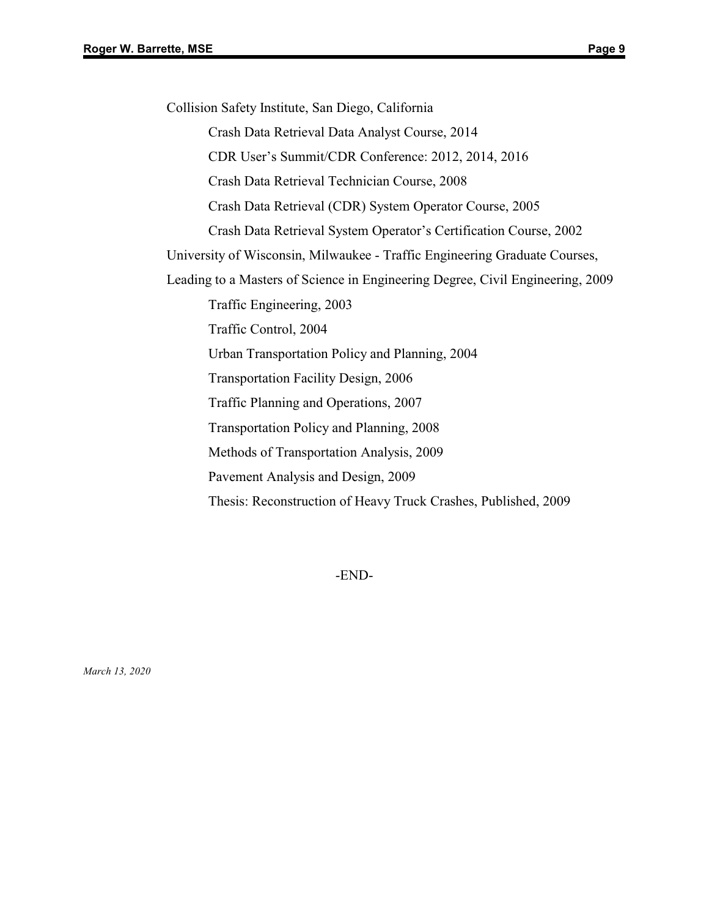Collision Safety Institute, San Diego, California

- Crash Data Retrieval Data Analyst Course, 2014
- CDR User's Summit/CDR Conference: 2012, 2014, 2016
- Crash Data Retrieval Technician Course, 2008
- Crash Data Retrieval (CDR) System Operator Course, 2005
- Crash Data Retrieval System Operator's Certification Course, 2002

University of Wisconsin, Milwaukee - Traffic Engineering Graduate Courses, Leading to a Masters of Science in Engineering Degree, Civil Engineering, 2009

- Traffic Engineering, 2003
- Traffic Control, 2004
- Urban Transportation Policy and Planning, 2004
- Transportation Facility Design, 2006
- Traffic Planning and Operations, 2007
- Transportation Policy and Planning, 2008
- Methods of Transportation Analysis, 2009
- Pavement Analysis and Design, 2009
- Thesis: Reconstruction of Heavy Truck Crashes, Published, 2009

-END-

*March 13, 2020*